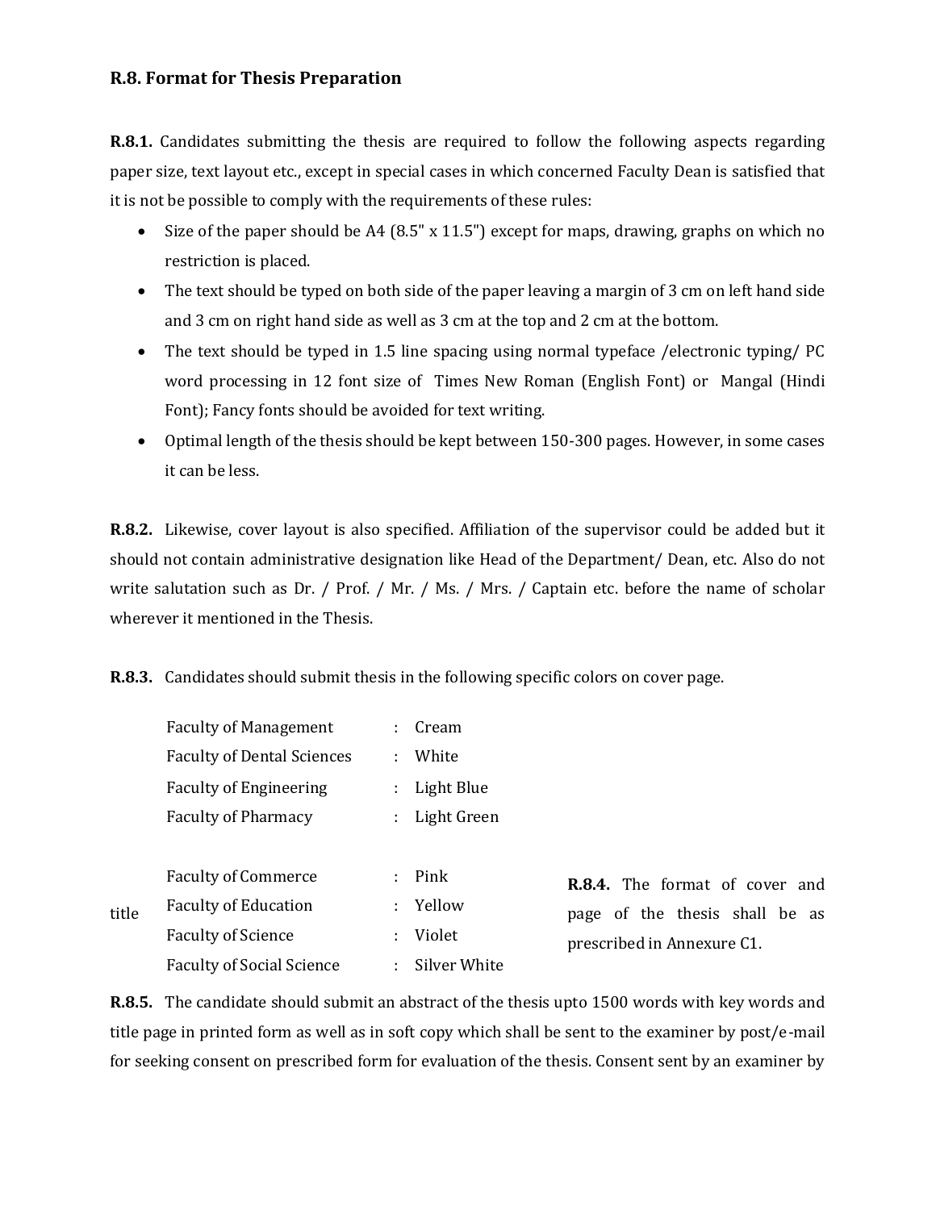## R.8. Format for Thesis Preparation

**R.8.1.** Candidates submitting the thesis are required to follow the following aspects regarding paper size, text layout etc., except in special cases in which concerned Faculty Dean is satisfied that it is not be possible to comply with the requirements of these rules:

- Size of the paper should be A4 (8.5" x 11.5") except for maps, drawing, graphs on which no restriction is placed.
- The text should be typed on both side of the paper leaving a margin of 3 cm on left hand side and 3 cm on right hand side as well as 3 cm at the top and 2 cm at the bottom.
- The text should be typed in 1.5 line spacing using normal typeface /electronic typing/ PC word processing in 12 font size of Times New Roman (English Font) or Mangal (Hindi Font); Fancy fonts should be avoided for text writing.
- Optimal length of the thesis should be kept between 150-300 pages. However, in some cases it can be less.

**R.8.2.** Likewise, cover layout is also specified. Affiliation of the supervisor could be added but it should not contain administrative designation like Head of the Department/ Dean, etc. Also do not write salutation such as Dr. / Prof. / Mr. / Ms. / Mrs. / Captain etc. before the name of scholar wherever it mentioned in the Thesis.

**R.8.3.** Candidates should submit thesis in the following specific colors on cover page.

| Faculty | | Color |
|---|---|---|
| Faculty of Management | : | Cream |
| Faculty of Dental Sciences | : | White |
| Faculty of Engineering | : | Light Blue |
| Faculty of Pharmacy | : | Light Green |
| Faculty of Commerce | : | Pink |
| Faculty of Education | : | Yellow |
| Faculty of Science | : | Violet |
| Faculty of Social Science | : | Silver White |

**R.8.4.** The format of cover and title page of the thesis shall be as prescribed in Annexure C1.

**R.8.5.** The candidate should submit an abstract of the thesis upto 1500 words with key words and title page in printed form as well as in soft copy which shall be sent to the examiner by post/e-mail for seeking consent on prescribed form for evaluation of the thesis. Consent sent by an examiner by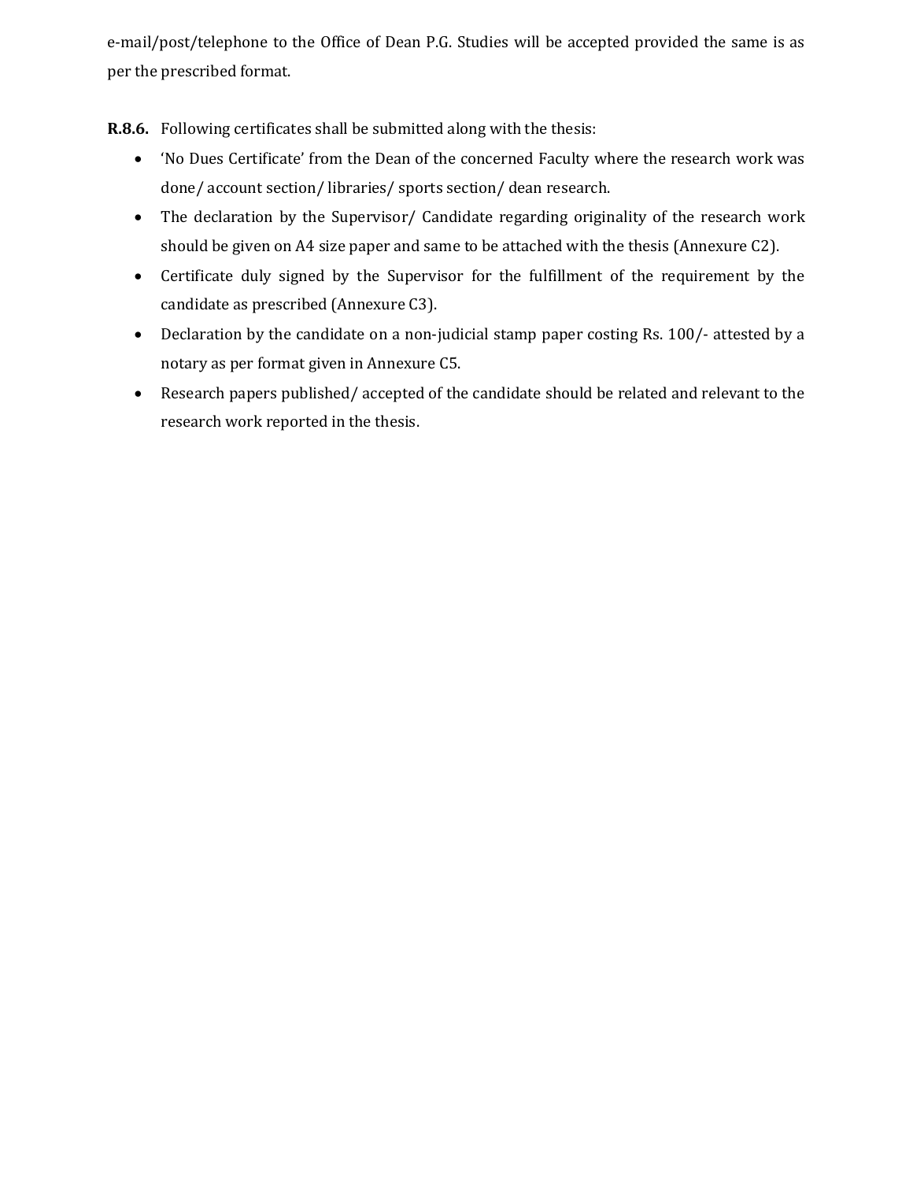e-mail/post/telephone to the Office of Dean P.G. Studies will be accepted provided the same is as per the prescribed format.

**R.8.6.** Following certificates shall be submitted along with the thesis:

- 'No Dues Certificate' from the Dean of the concerned Faculty where the research work was done/ account section/ libraries/ sports section/ dean research.
- The declaration by the Supervisor/ Candidate regarding originality of the research work should be given on A4 size paper and same to be attached with the thesis (Annexure C2).
- Certificate duly signed by the Supervisor for the fulfillment of the requirement by the candidate as prescribed (Annexure C3).
- Declaration by the candidate on a non-judicial stamp paper costing Rs. 100/- attested by a notary as per format given in Annexure C5.
- Research papers published/ accepted of the candidate should be related and relevant to the research work reported in the thesis.